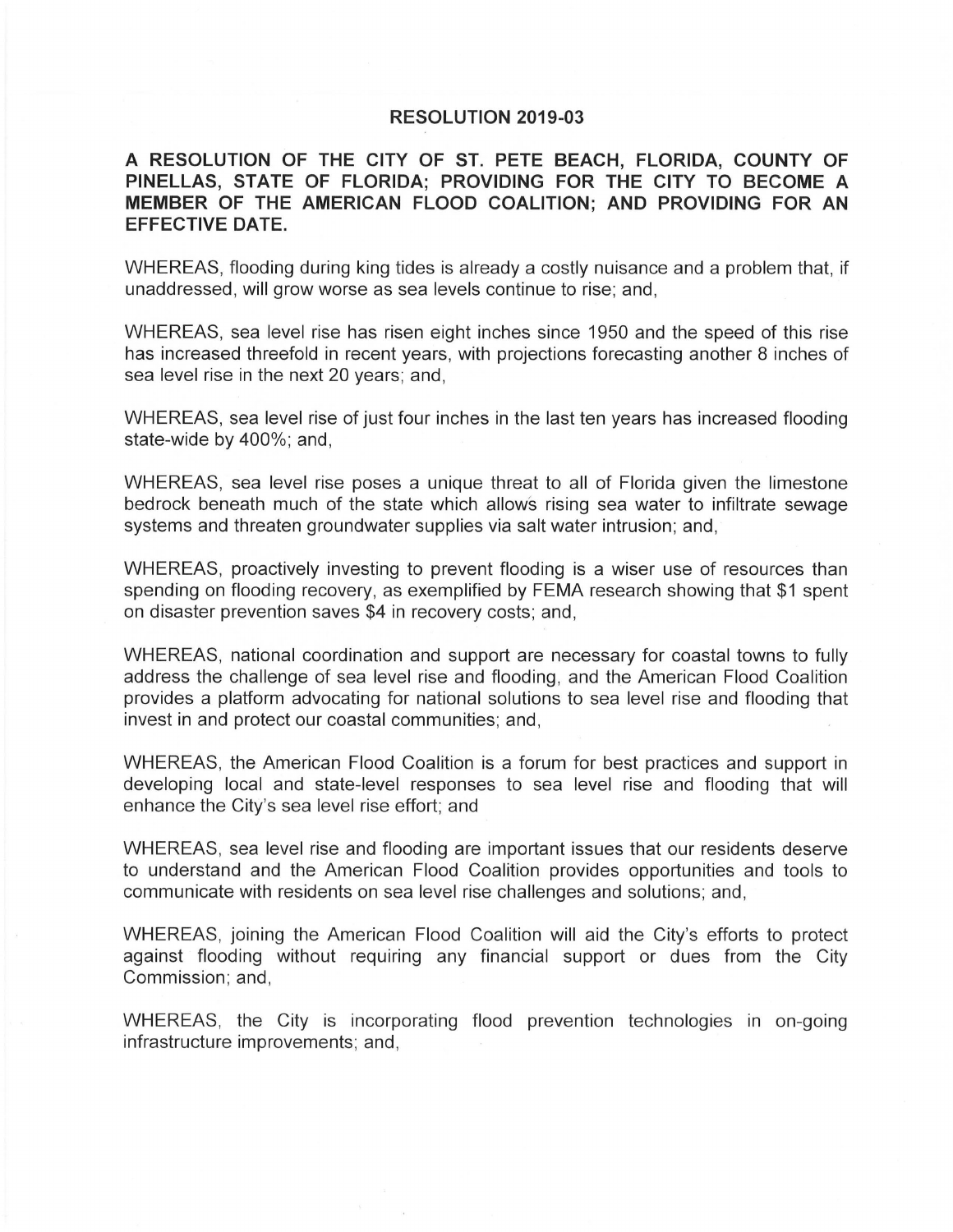# RESOLUTION 2019-03

**A RESOLUTION OF THE CITY OF ST. PETE BEACH, FLORIDA, COUNTY OF PINELLAS, STATE OF FLORIDA; PROVIDING FOR THE CITY TO BECOME A MEMBER OF THE AMERICAN FLOOD COALITION; AND PROVIDING FOR AN EFFECTIVE DATE.**

WHEREAS, flooding during king tides is already a costly nuisance and a problem that, if unaddressed, will grow worse as sea levels continue to rise; and,

WHEREAS, sea level rise has risen eight inches since 1950 and the speed of this rise has increased threefold in recent years, with projections forecasting another 8 inches of sea level rise in the next 20 years; and,

WHEREAS, sea level rise of just four inches in the last ten years has increased flooding state-wide by 400%; and,

WHEREAS, sea level rise poses a unique threat to all of Florida given the limestone bedrock beneath much of the state which allows rising sea water to infiltrate sewage systems and threaten groundwater supplies via salt water intrusion; and,

WHEREAS, proactively investing to prevent flooding is a wiser use of resources than spending on flooding recovery, as exemplified by FEMA research showing that $1 spent on disaster prevention saves $4 in recovery costs; and,

WHEREAS, national coordination and support are necessary for coastal towns to fully address the challenge of sea level rise and flooding, and the American Flood Coalition provides a platform advocating for national solutions to sea level rise and flooding that invest in and protect our coastal communities; and,

WHEREAS, the American Flood Coalition is a forum for best practices and support in developing local and state-level responses to sea level rise and flooding that will enhance the City's sea level rise effort; and

WHEREAS, sea level rise and flooding are important issues that our residents deserve to understand and the American Flood Coalition provides opportunities and tools to communicate with residents on sea level rise challenges and solutions; and,

WHEREAS, joining the American Flood Coalition will aid the City's efforts to protect against flooding without requiring any financial support or dues from the City Commission; and,

WHEREAS, the City is incorporating flood prevention technologies in on-going infrastructure improvements; and,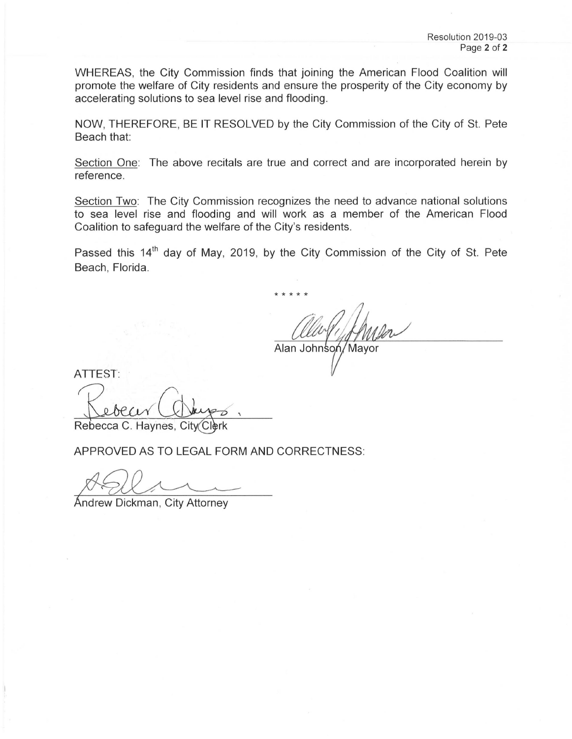WHEREAS, the City Commission finds that joining the American Flood Coalition will promote the welfare of City residents and ensure the prosperity of the City economy by accelerating solutions to sea level rise and flooding.

NOW, THEREFORE, BE IT RESOLVED by the City Commission of the City of St. Pete Beach that:

Section One: The above recitals are true and correct and are incorporated herein by reference.

Section Two: The City Commission recognizes the need to advance national solutions to sea level rise and flooding and will work as a member of the American Flood Coalition to safeguard the welfare of the City's residents.

Passed this 14th day of May, 2019, by the City Commission of the City of St. Pete Beach, Florida.

\* \* \* \* \*

Alan Johnson, Mayor

ATTEST:

Rebecca C. Haynes, City Clerk

APPROVED AS TO LEGAL FORM AND CORRECTNESS:

Andrew Dickman, City Attorney